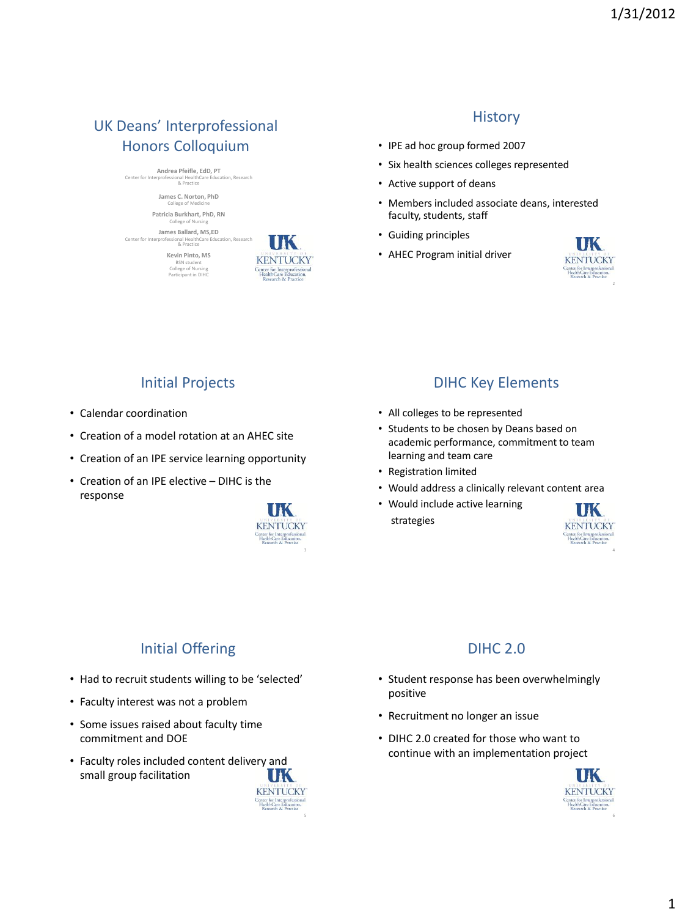# UK Deans' Interprofessional Honors Colloquium

**Andrea Pfeifle, EdD, PT**
Center for Interprofessional HealthCare Education, Research & Practice

**James C. Norton, PhD**
College of Medicine

**Patricia Burkhart, PhD, RN**
College of Nursing

**James Ballard, MS,ED**
Center for Interprofessional HealthCare Education, Research & Practice

**Kevin Pinto, MS**
BSN student
College of Nursing
Participant in DIHC

## History

- IPE ad hoc group formed 2007
- Six health sciences colleges represented
- Active support of deans
- Members included associate deans, interested faculty, students, staff
- Guiding principles
- AHEC Program initial driver

## Initial Projects

- Calendar coordination
- Creation of a model rotation at an AHEC site
- Creation of an IPE service learning opportunity
- Creation of an IPE elective – DIHC is the response

## DIHC Key Elements

- All colleges to be represented
- Students to be chosen by Deans based on academic performance, commitment to team learning and team care
- Registration limited
- Would address a clinically relevant content area
- Would include active learning strategies

## Initial Offering

- Had to recruit students willing to be 'selected'
- Faculty interest was not a problem
- Some issues raised about faculty time commitment and DOE
- Faculty roles included content delivery and small group facilitation

## DIHC 2.0

- Student response has been overwhelmingly positive
- Recruitment no longer an issue
- DIHC 2.0 created for those who want to continue with an implementation project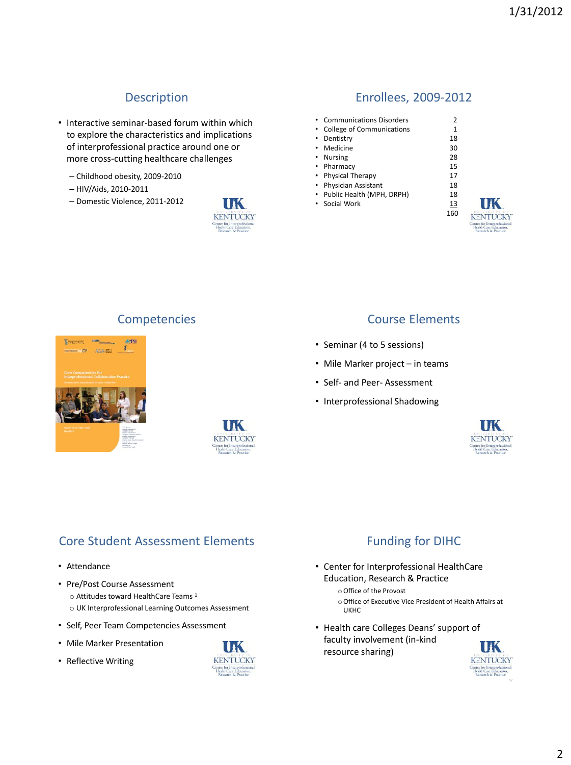## Description

- Interactive seminar-based forum within which to explore the characteristics and implications of interprofessional practice around one or more cross-cutting healthcare challenges
  - Childhood obesity, 2009-2010
  - HIV/Aids, 2010-2011
  - Domestic Violence, 2011-2012

## Enrollees, 2009-2012

| Program | Enrollees |
|---|---|
| Communications Disorders | 2 |
| College of Communications | 1 |
| Dentistry | 18 |
| Medicine | 30 |
| Nursing | 28 |
| Pharmacy | 15 |
| Physical Therapy | 17 |
| Physician Assistant | 18 |
| Public Health (MPH, DRPH) | 18 |
| Social Work | 13 |
| | 160 |

## Competencies

## Course Elements

- Seminar (4 to 5 sessions)
- Mile Marker project – in teams
- Self- and Peer- Assessment
- Interprofessional Shadowing

## Core Student Assessment Elements

- Attendance
- Pre/Post Course Assessment
  - Attitudes toward HealthCare Teams [1]
  - UK Interprofessional Learning Outcomes Assessment
- Self, Peer Team Competencies Assessment
- Mile Marker Presentation
- Reflective Writing

## Funding for DIHC

- Center for Interprofessional HealthCare Education, Research & Practice
  - Office of the Provost
  - Office of Executive Vice President of Health Affairs at UKHC
- Health care Colleges Deans' support of faculty involvement (in-kind resource sharing)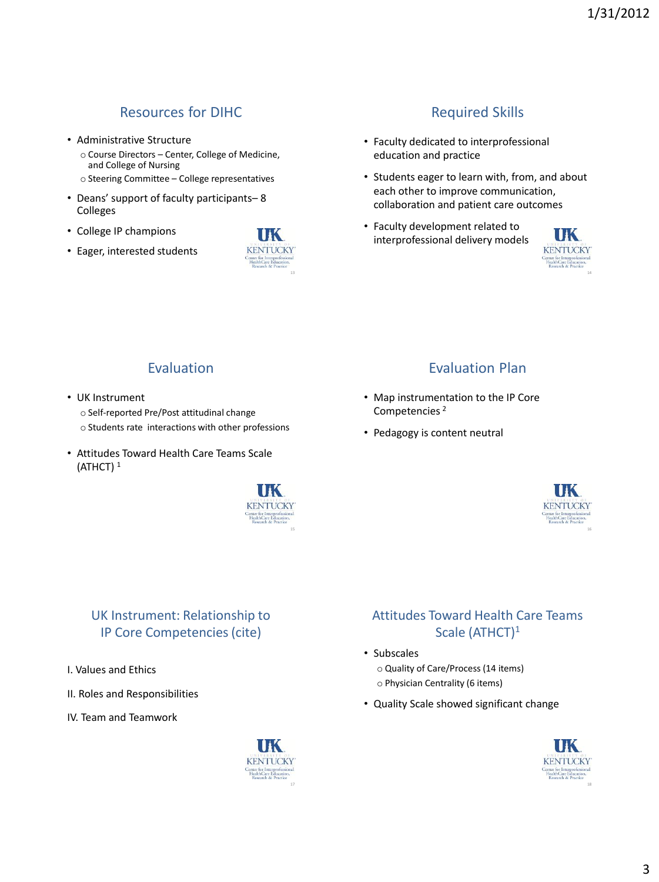## Resources for DIHC

- Administrative Structure
  - Course Directors – Center, College of Medicine, and College of Nursing
  - Steering Committee – College representatives
- Deans' support of faculty participants– 8 Colleges
- College IP champions
- Eager, interested students

## Required Skills

- Faculty dedicated to interprofessional education and practice
- Students eager to learn with, from, and about each other to improve communication, collaboration and patient care outcomes
- Faculty development related to interprofessional delivery models

## Evaluation

- UK Instrument
  - Self-reported Pre/Post attitudinal change
  - Students rate interactions with other professions
- Attitudes Toward Health Care Teams Scale (ATHCT) [1]

## Evaluation Plan

- Map instrumentation to the IP Core Competencies [2]
- Pedagogy is content neutral

## UK Instrument: Relationship to IP Core Competencies (cite)

I. Values and Ethics

II. Roles and Responsibilities

IV. Team and Teamwork

## Attitudes Toward Health Care Teams Scale (ATHCT)[1]

- Subscales
  - Quality of Care/Process (14 items)
  - Physician Centrality (6 items)
- Quality Scale showed significant change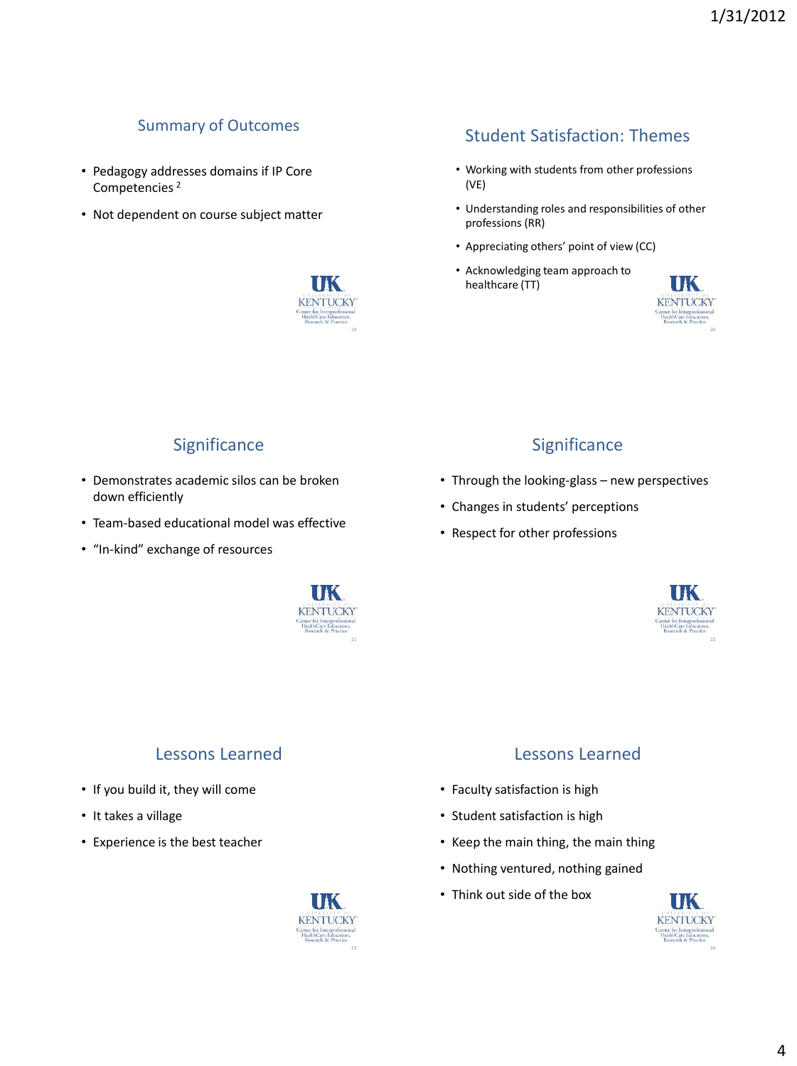## Summary of Outcomes

- Pedagogy addresses domains if IP Core Competencies [2]
- Not dependent on course subject matter

## Student Satisfaction: Themes

- Working with students from other professions (VE)
- Understanding roles and responsibilities of other professions (RR)
- Appreciating others' point of view (CC)
- Acknowledging team approach to healthcare (TT)

## Significance

- Demonstrates academic silos can be broken down efficiently
- Team-based educational model was effective
- "In-kind" exchange of resources

## Significance

- Through the looking-glass – new perspectives
- Changes in students' perceptions
- Respect for other professions

## Lessons Learned

- If you build it, they will come
- It takes a village
- Experience is the best teacher

## Lessons Learned

- Faculty satisfaction is high
- Student satisfaction is high
- Keep the main thing, the main thing
- Nothing ventured, nothing gained
- Think out side of the box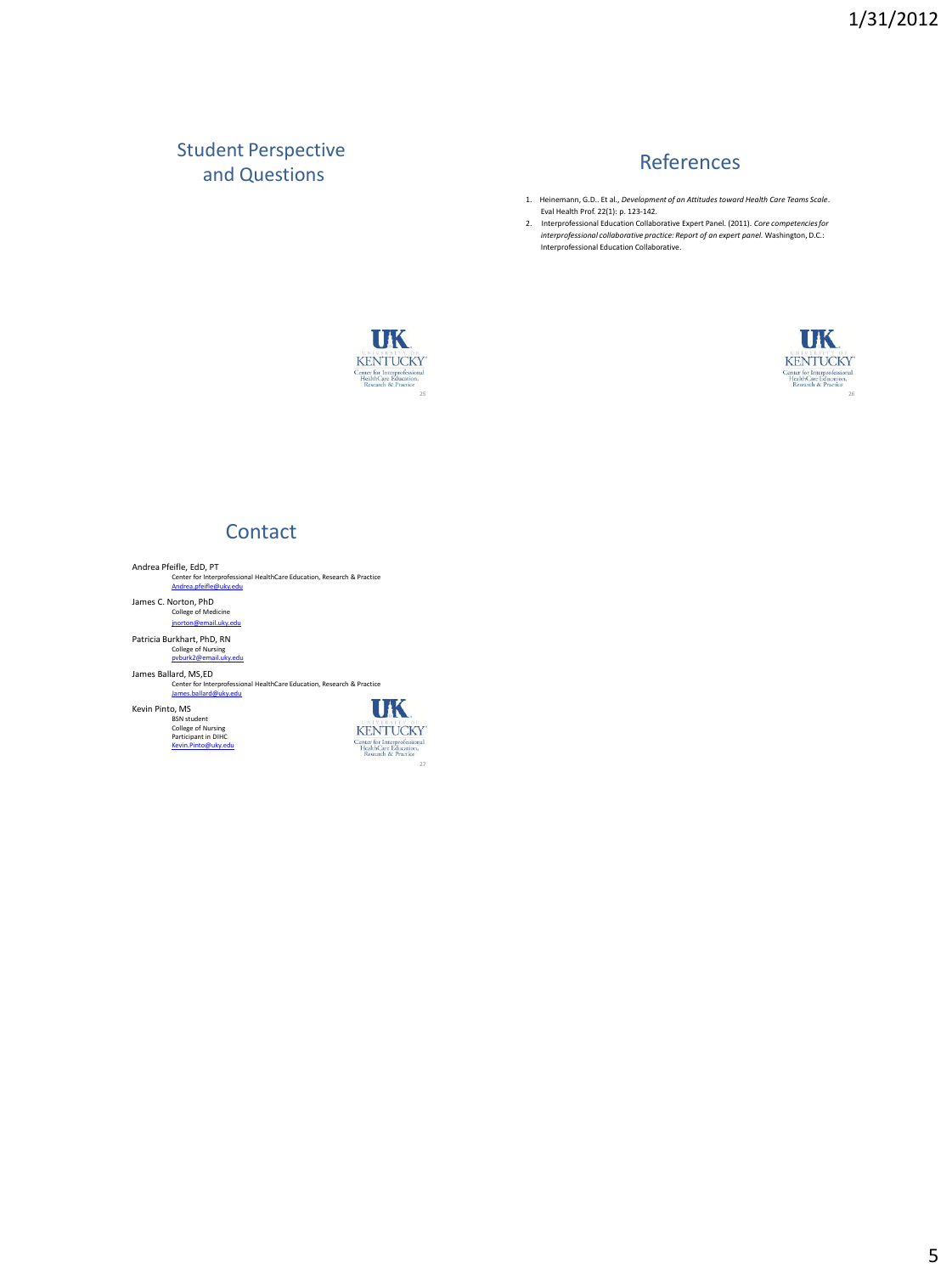## Student Perspective and Questions

## References

1. Heinemann, G.D.. Et al., *Development of an Attitudes toward Health Care Teams Scale*. Eval Health Prof. 22(1): p. 123-142.
2. Interprofessional Education Collaborative Expert Panel. (2011). *Core competencies for interprofessional collaborative practice: Report of an expert panel.* Washington, D.C.: Interprofessional Education Collaborative.

## Contact

Andrea Pfeifle, EdD, PT
Center for Interprofessional HealthCare Education, Research & Practice
Andrea.pfeifle@uky.edu

James C. Norton, PhD
College of Medicine
jnorton@email.uky.edu

Patricia Burkhart, PhD, RN
College of Nursing
pvburk2@email.uky.edu

James Ballard, MS,ED
Center for Interprofessional HealthCare Education, Research & Practice
James.ballard@uky.edu

Kevin Pinto, MS
BSN student
College of Nursing
Participant in DIHC
Kevin.Pinto@uky.edu